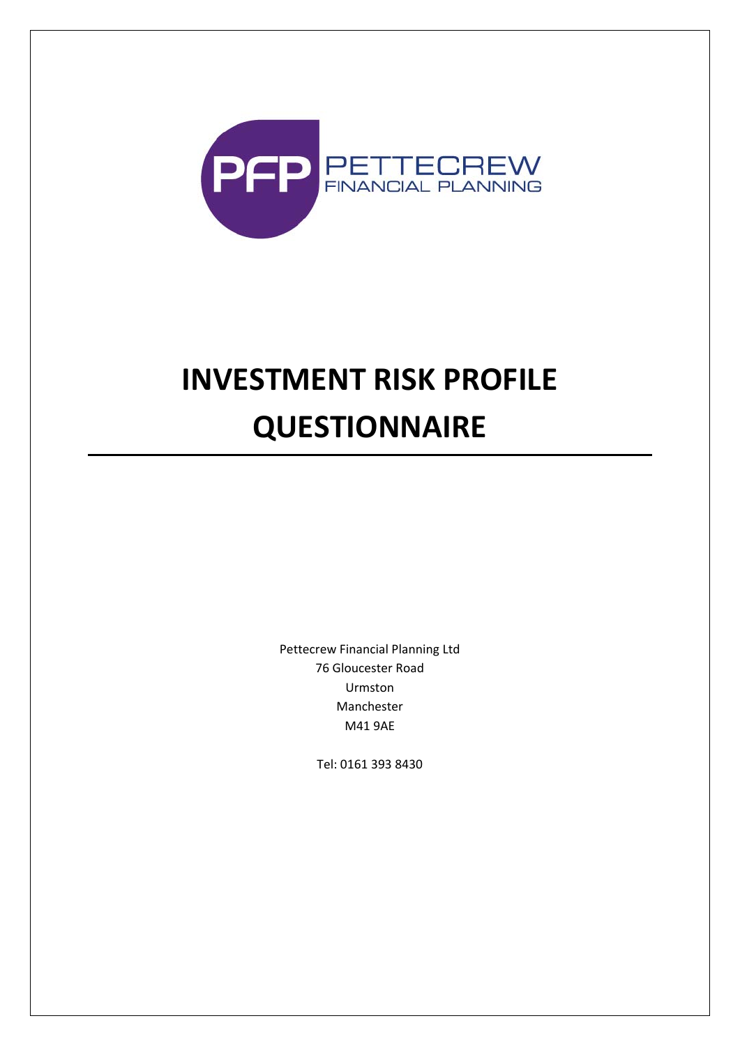PFP PETTECREW FINANCIAL PLANNING

# INVESTMENT RISK PROFILE QUESTIONNAIRE

Pettecrew Financial Planning Ltd
76 Gloucester Road
Urmston
Manchester
M41 9AE

Tel: 0161 393 8430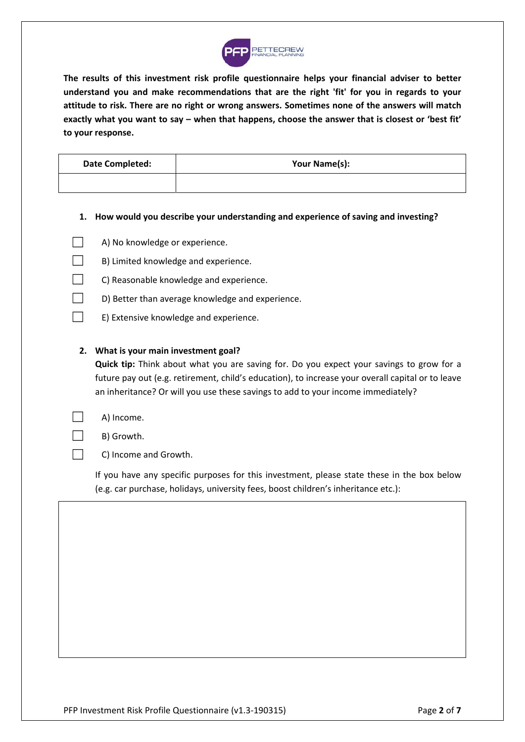**The results of this investment risk profile questionnaire helps your financial adviser to better understand you and make recommendations that are the right 'fit' for you in regards to your attitude to risk. There are no right or wrong answers. Sometimes none of the answers will match exactly what you want to say – when that happens, choose the answer that is closest or 'best fit' to your response.**

| Date Completed: | Your Name(s): |
|---|---|
| | |

**1. How would you describe your understanding and experience of saving and investing?**

- ☐ A) No knowledge or experience.
- ☐ B) Limited knowledge and experience.
- ☐ C) Reasonable knowledge and experience.
- ☐ D) Better than average knowledge and experience.
- ☐ E) Extensive knowledge and experience.

**2. What is your main investment goal?**

**Quick tip:** Think about what you are saving for. Do you expect your savings to grow for a future pay out (e.g. retirement, child's education), to increase your overall capital or to leave an inheritance? Or will you use these savings to add to your income immediately?

- ☐ A) Income.
- ☐ B) Growth.
- ☐ C) Income and Growth.

If you have any specific purposes for this investment, please state these in the box below (e.g. car purchase, holidays, university fees, boost children's inheritance etc.):

| |
|---|
| |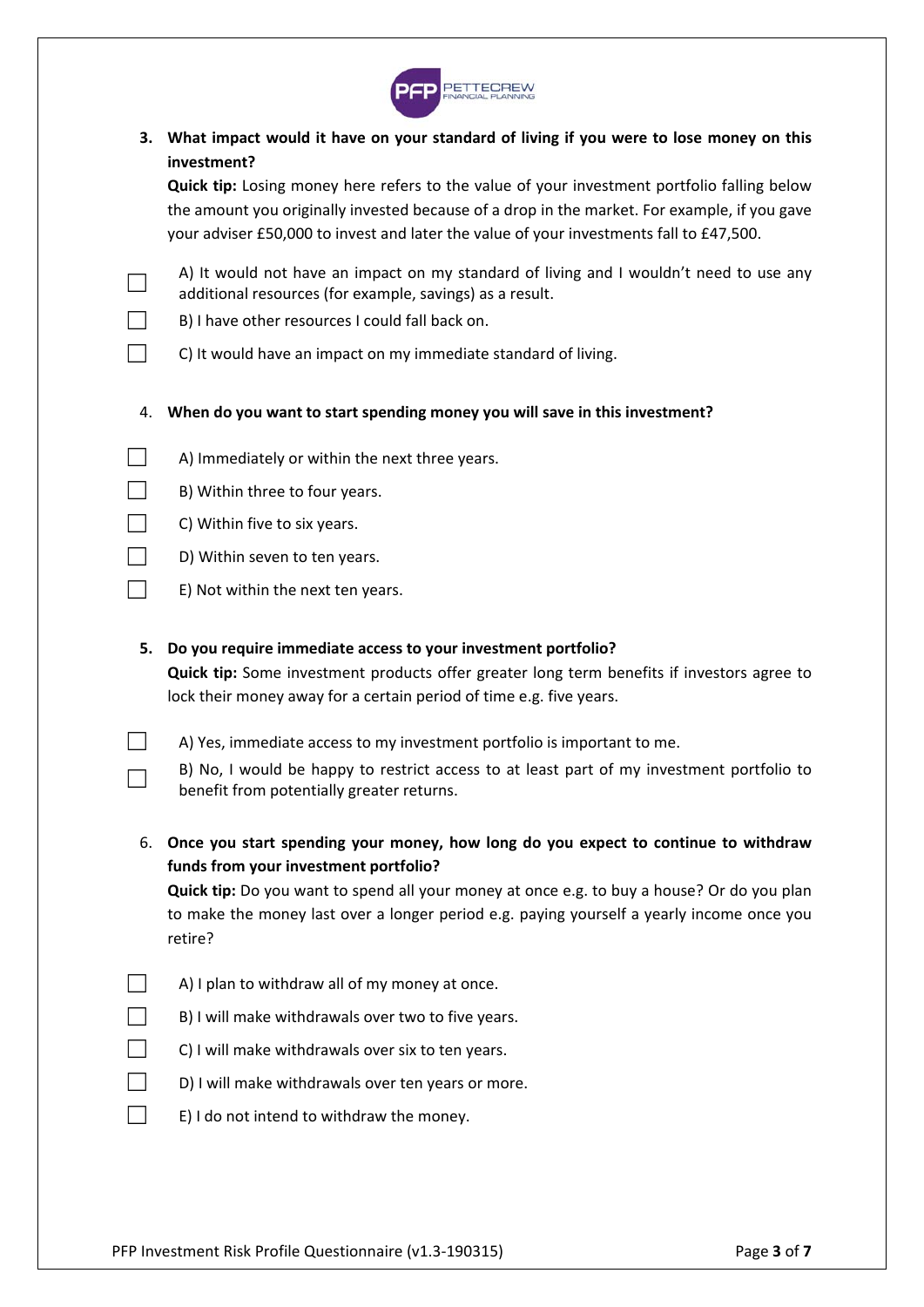**3. What impact would it have on your standard of living if you were to lose money on this investment?**

**Quick tip:** Losing money here refers to the value of your investment portfolio falling below the amount you originally invested because of a drop in the market. For example, if you gave your adviser £50,000 to invest and later the value of your investments fall to £47,500.

- ☐ A) It would not have an impact on my standard of living and I wouldn't need to use any additional resources (for example, savings) as a result.
- ☐ B) I have other resources I could fall back on.
- ☐ C) It would have an impact on my immediate standard of living.

4. **When do you want to start spending money you will save in this investment?**

- ☐ A) Immediately or within the next three years.
- ☐ B) Within three to four years.
- ☐ C) Within five to six years.
- ☐ D) Within seven to ten years.
- ☐ E) Not within the next ten years.

**5. Do you require immediate access to your investment portfolio?**

**Quick tip:** Some investment products offer greater long term benefits if investors agree to lock their money away for a certain period of time e.g. five years.

- ☐ A) Yes, immediate access to my investment portfolio is important to me.
- ☐ B) No, I would be happy to restrict access to at least part of my investment portfolio to benefit from potentially greater returns.

6. **Once you start spending your money, how long do you expect to continue to withdraw funds from your investment portfolio?**

**Quick tip:** Do you want to spend all your money at once e.g. to buy a house? Or do you plan to make the money last over a longer period e.g. paying yourself a yearly income once you retire?

- ☐ A) I plan to withdraw all of my money at once.
- ☐ B) I will make withdrawals over two to five years.
- ☐ C) I will make withdrawals over six to ten years.
- ☐ D) I will make withdrawals over ten years or more.
- ☐ E) I do not intend to withdraw the money.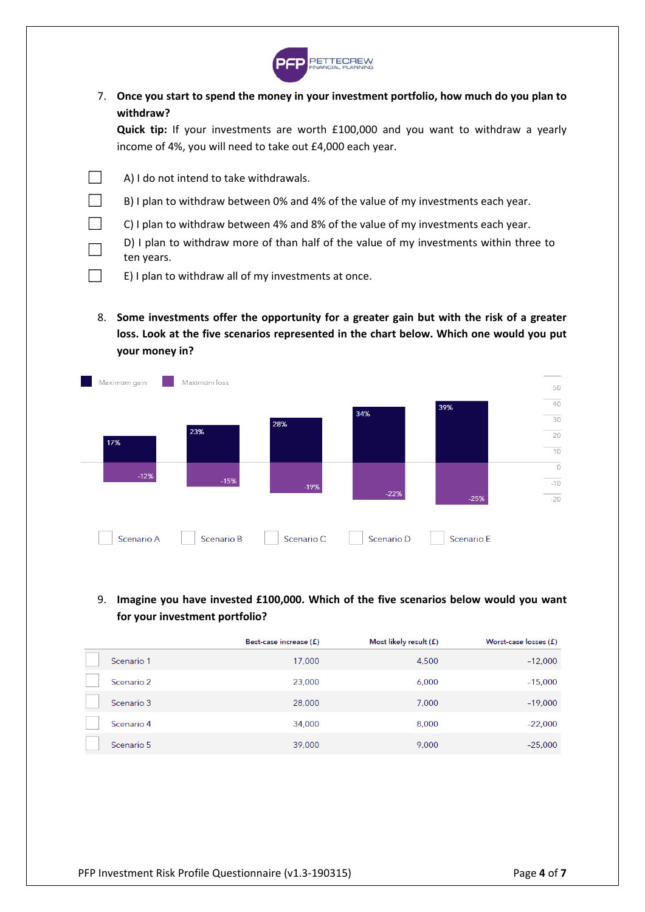7. **Once you start to spend the money in your investment portfolio, how much do you plan to withdraw?**

   **Quick tip:** If your investments are worth £100,000 and you want to withdraw a yearly income of 4%, you will need to take out £4,000 each year.

- ☐ A) I do not intend to take withdrawals.
- ☐ B) I plan to withdraw between 0% and 4% of the value of my investments each year.
- ☐ C) I plan to withdraw between 4% and 8% of the value of my investments each year.
- ☐ D) I plan to withdraw more of than half of the value of my investments within three to ten years.
- ☐ E) I plan to withdraw all of my investments at once.

8. **Some investments offer the opportunity for a greater gain but with the risk of a greater loss. Look at the five scenarios represented in the chart below. Which one would you put your money in?**

| | Maximum gain | Maximum loss |
|---|---|---|
| ☐ Scenario A | 17% | -12% |
| ☐ Scenario B | 23% | -15% |
| ☐ Scenario C | 28% | -19% |
| ☐ Scenario D | 34% | -22% |
| ☐ Scenario E | 39% | -25% |

9. **Imagine you have invested £100,000. Which of the five scenarios below would you want for your investment portfolio?**

| | Best-case increase (£) | Most likely result (£) | Worst-case losses (£) |
|---|---|---|---|
| ☐ Scenario 1 | 17,000 | 4,500 | -12,000 |
| ☐ Scenario 2 | 23,000 | 6,000 | -15,000 |
| ☐ Scenario 3 | 28,000 | 7,000 | -19,000 |
| ☐ Scenario 4 | 34,000 | 8,000 | -22,000 |
| ☐ Scenario 5 | 39,000 | 9,000 | -25,000 |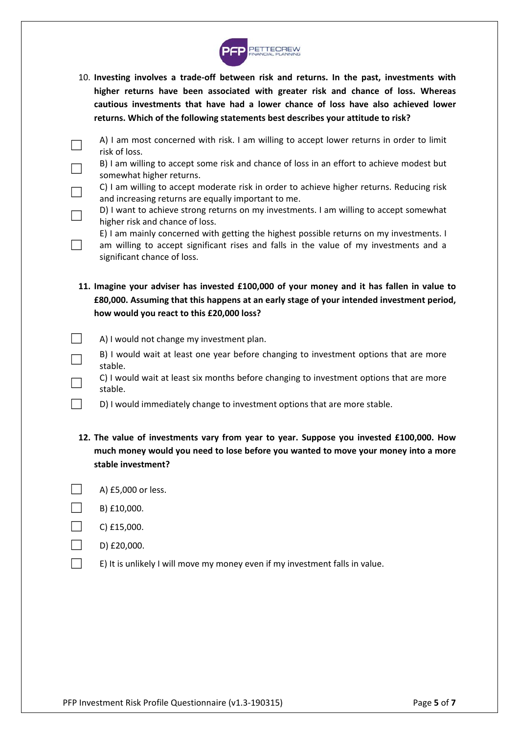10. **Investing involves a trade-off between risk and returns. In the past, investments with higher returns have been associated with greater risk and chance of loss. Whereas cautious investments that have had a lower chance of loss have also achieved lower returns. Which of the following statements best describes your attitude to risk?**

- [ ] A) I am most concerned with risk. I am willing to accept lower returns in order to limit risk of loss.
- [ ] B) I am willing to accept some risk and chance of loss in an effort to achieve modest but somewhat higher returns.
- [ ] C) I am willing to accept moderate risk in order to achieve higher returns. Reducing risk and increasing returns are equally important to me.
- [ ] D) I want to achieve strong returns on my investments. I am willing to accept somewhat higher risk and chance of loss.
- [ ] E) I am mainly concerned with getting the highest possible returns on my investments. I am willing to accept significant rises and falls in the value of my investments and a significant chance of loss.

11. **Imagine your adviser has invested £100,000 of your money and it has fallen in value to £80,000. Assuming that this happens at an early stage of your intended investment period, how would you react to this £20,000 loss?**

- [ ] A) I would not change my investment plan.
- [ ] B) I would wait at least one year before changing to investment options that are more stable.
- [ ] C) I would wait at least six months before changing to investment options that are more stable.
- [ ] D) I would immediately change to investment options that are more stable.

12. **The value of investments vary from year to year. Suppose you invested £100,000. How much money would you need to lose before you wanted to move your money into a more stable investment?**

- [ ] A) £5,000 or less.
- [ ] B) £10,000.
- [ ] C) £15,000.
- [ ] D) £20,000.
- [ ] E) It is unlikely I will move my money even if my investment falls in value.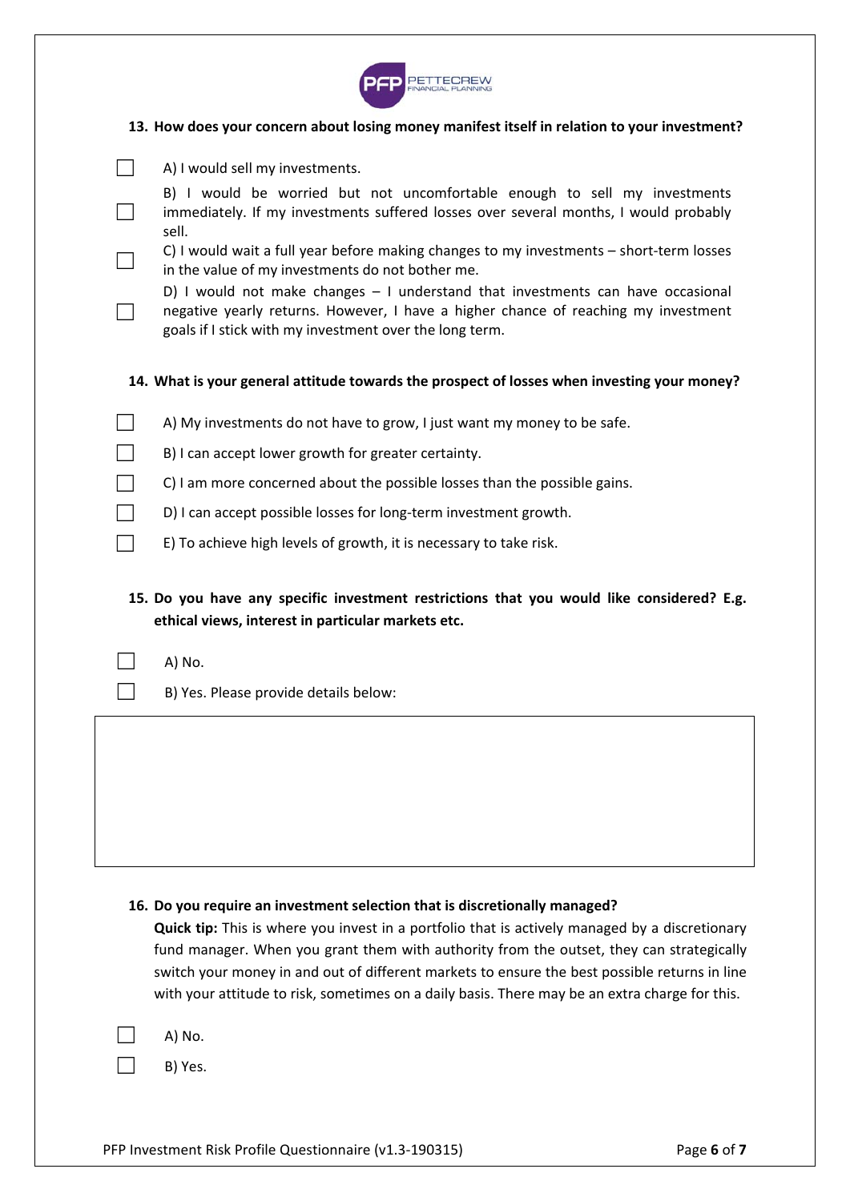**13. How does your concern about losing money manifest itself in relation to your investment?**

- ☐ A) I would sell my investments.
- ☐ B) I would be worried but not uncomfortable enough to sell my investments immediately. If my investments suffered losses over several months, I would probably sell.
- ☐ C) I would wait a full year before making changes to my investments – short-term losses in the value of my investments do not bother me.
- ☐ D) I would not make changes – I understand that investments can have occasional negative yearly returns. However, I have a higher chance of reaching my investment goals if I stick with my investment over the long term.

**14. What is your general attitude towards the prospect of losses when investing your money?**

- ☐ A) My investments do not have to grow, I just want my money to be safe.
- ☐ B) I can accept lower growth for greater certainty.
- ☐ C) I am more concerned about the possible losses than the possible gains.
- ☐ D) I can accept possible losses for long-term investment growth.
- ☐ E) To achieve high levels of growth, it is necessary to take risk.

**15. Do you have any specific investment restrictions that you would like considered? E.g. ethical views, interest in particular markets etc.**

- ☐ A) No.
- ☐ B) Yes. Please provide details below:

|   |
|---|
|   |

**16. Do you require an investment selection that is discretionally managed?**

**Quick tip:** This is where you invest in a portfolio that is actively managed by a discretionary fund manager. When you grant them with authority from the outset, they can strategically switch your money in and out of different markets to ensure the best possible returns in line with your attitude to risk, sometimes on a daily basis. There may be an extra charge for this.

- ☐ A) No.
- ☐ B) Yes.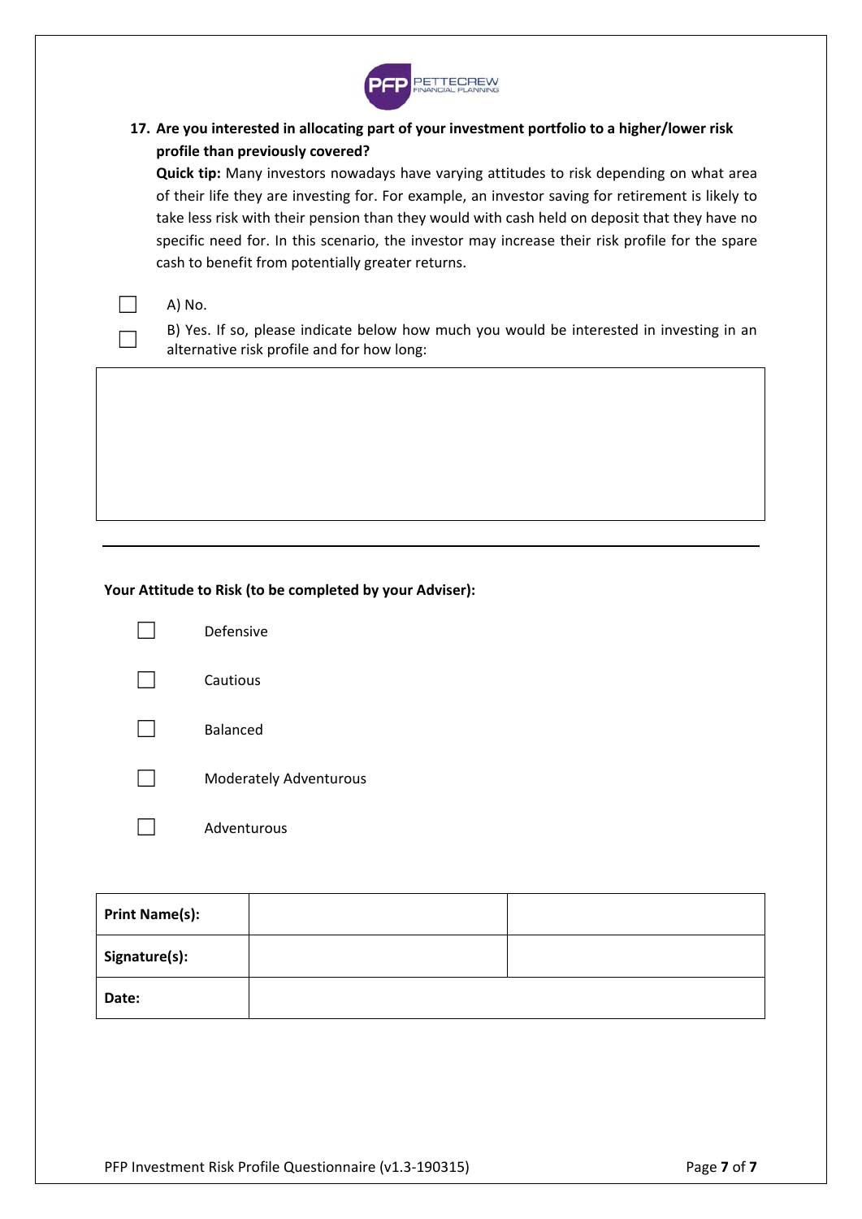**17. Are you interested in allocating part of your investment portfolio to a higher/lower risk profile than previously covered?**

**Quick tip:** Many investors nowadays have varying attitudes to risk depending on what area of their life they are investing for. For example, an investor saving for retirement is likely to take less risk with their pension than they would with cash held on deposit that they have no specific need for. In this scenario, the investor may increase their risk profile for the spare cash to benefit from potentially greater returns.

☐ A) No.

☐ B) Yes. If so, please indicate below how much you would be interested in investing in an alternative risk profile and for how long:

| |
|---|
| |

---

**Your Attitude to Risk (to be completed by your Adviser):**

☐ Defensive

☐ Cautious

☐ Balanced

☐ Moderately Adventurous

☐ Adventurous

| | | |
|---|---|---|
| **Print Name(s):** | | |
| **Signature(s):** | | |
| **Date:** | | |